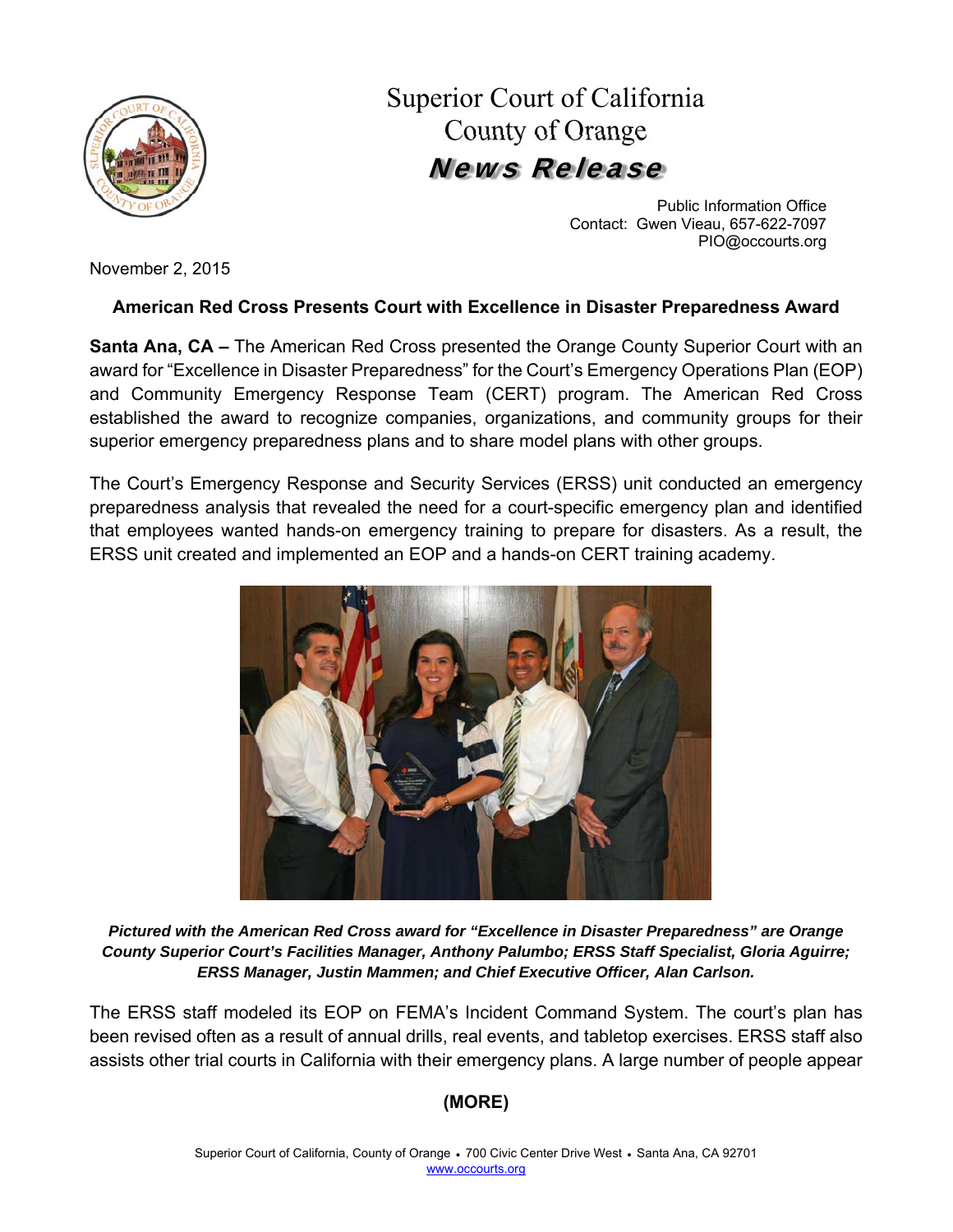# Superior Court of California
# County of Orange
## News Release

Public Information Office
Contact: Gwen Vieau, 657-622-7097
PIO@occourts.org

November 2, 2015

**American Red Cross Presents Court with Excellence in Disaster Preparedness Award**

**Santa Ana, CA –** The American Red Cross presented the Orange County Superior Court with an award for "Excellence in Disaster Preparedness" for the Court's Emergency Operations Plan (EOP) and Community Emergency Response Team (CERT) program. The American Red Cross established the award to recognize companies, organizations, and community groups for their superior emergency preparedness plans and to share model plans with other groups.

The Court's Emergency Response and Security Services (ERSS) unit conducted an emergency preparedness analysis that revealed the need for a court-specific emergency plan and identified that employees wanted hands-on emergency training to prepare for disasters. As a result, the ERSS unit created and implemented an EOP and a hands-on CERT training academy.

***Pictured with the American Red Cross award for "Excellence in Disaster Preparedness" are Orange County Superior Court's Facilities Manager, Anthony Palumbo; ERSS Staff Specialist, Gloria Aguirre; ERSS Manager, Justin Mammen; and Chief Executive Officer, Alan Carlson.***

The ERSS staff modeled its EOP on FEMA's Incident Command System. The court's plan has been revised often as a result of annual drills, real events, and tabletop exercises. ERSS staff also assists other trial courts in California with their emergency plans. A large number of people appear

**(MORE)**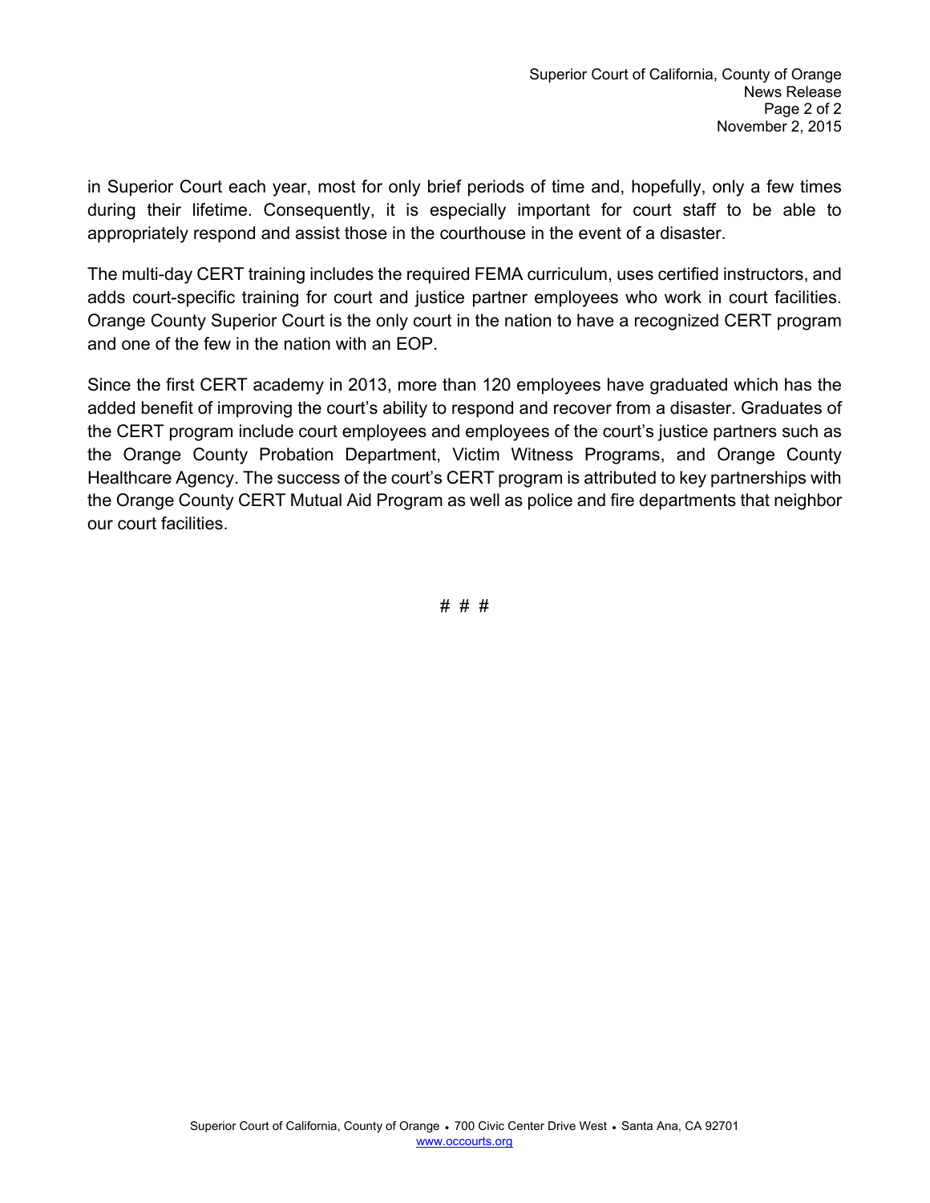in Superior Court each year, most for only brief periods of time and, hopefully, only a few times during their lifetime. Consequently, it is especially important for court staff to be able to appropriately respond and assist those in the courthouse in the event of a disaster.

The multi-day CERT training includes the required FEMA curriculum, uses certified instructors, and adds court-specific training for court and justice partner employees who work in court facilities. Orange County Superior Court is the only court in the nation to have a recognized CERT program and one of the few in the nation with an EOP.

Since the first CERT academy in 2013, more than 120 employees have graduated which has the added benefit of improving the court's ability to respond and recover from a disaster. Graduates of the CERT program include court employees and employees of the court's justice partners such as the Orange County Probation Department, Victim Witness Programs, and Orange County Healthcare Agency. The success of the court's CERT program is attributed to key partnerships with the Orange County CERT Mutual Aid Program as well as police and fire departments that neighbor our court facilities.

# # #